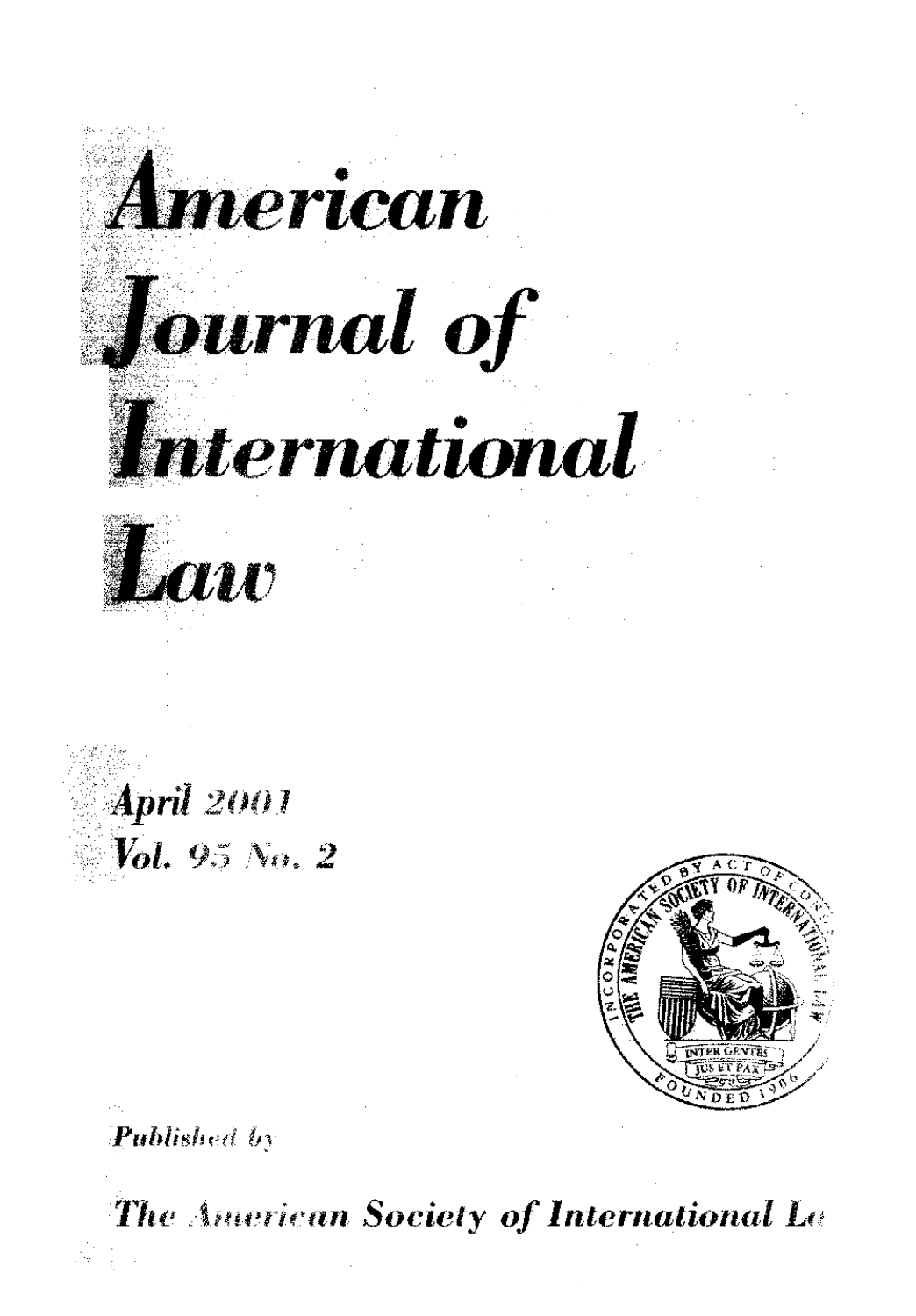# American Journal of International Law

April 2001
Vol. 95 No. 2

INCORPORATED BY ACT OF CONGRESS
THE AMERICAN SOCIETY OF INTERNATIONAL LAW
INTER GENTES
JUS ET PAX
FOUNDED 1906

Published by

The American Society of International Law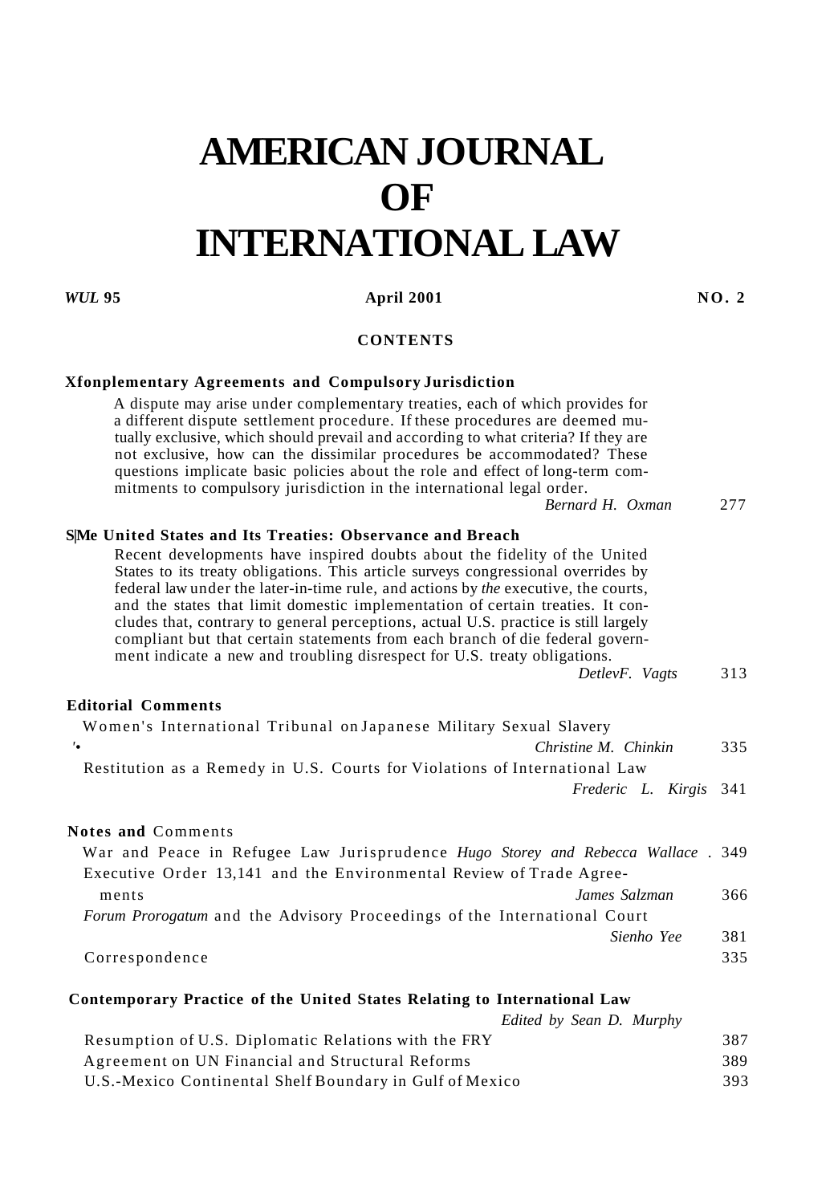# AMERICAN JOURNAL OF INTERNATIONAL LAW

*WUL* **95** **April 2001** **NO. 2**

## CONTENTS

**Xfonplementary Agreements and Compulsory Jurisdiction**

A dispute may arise under complementary treaties, each of which provides for a different dispute settlement procedure. If these procedures are deemed mutually exclusive, which should prevail and according to what criteria? If they are not exclusive, how can the dissimilar procedures be accommodated? These questions implicate basic policies about the role and effect of long-term commitments to compulsory jurisdiction in the international legal order.

*Bernard H. Oxman* 277

**S|Me United States and Its Treaties: Observance and Breach**

Recent developments have inspired doubts about the fidelity of the United States to its treaty obligations. This article surveys congressional overrides by federal law under the later-in-time rule, and actions by *the* executive, the courts, and the states that limit domestic implementation of certain treaties. It concludes that, contrary to general perceptions, actual U.S. practice is still largely compliant but that certain statements from each branch of die federal government indicate a new and troubling disrespect for U.S. treaty obligations.

*DetlevF. Vagts* 313

**Editorial Comments**

Women's International Tribunal on Japanese Military Sexual Slavery — *Christine M. Chinkin* 335

Restitution as a Remedy in U.S. Courts for Violations of International Law — *Frederic L. Kirgis* 341

**Notes and** Comments

War and Peace in Refugee Law Jurisprudence *Hugo Storey and Rebecca Wallace* . 349

Executive Order 13,141 and the Environmental Review of Trade Agreements — *James Salzman* 366

*Forum Prorogatum* and the Advisory Proceedings of the International Court — *Sienho Yee* 381

Correspondence 335

**Contemporary Practice of the United States Relating to International Law**

*Edited by Sean D. Murphy*

Resumption of U.S. Diplomatic Relations with the FRY 387

Agreement on UN Financial and Structural Reforms 389

U.S.-Mexico Continental Shelf Boundary in Gulf of Mexico 393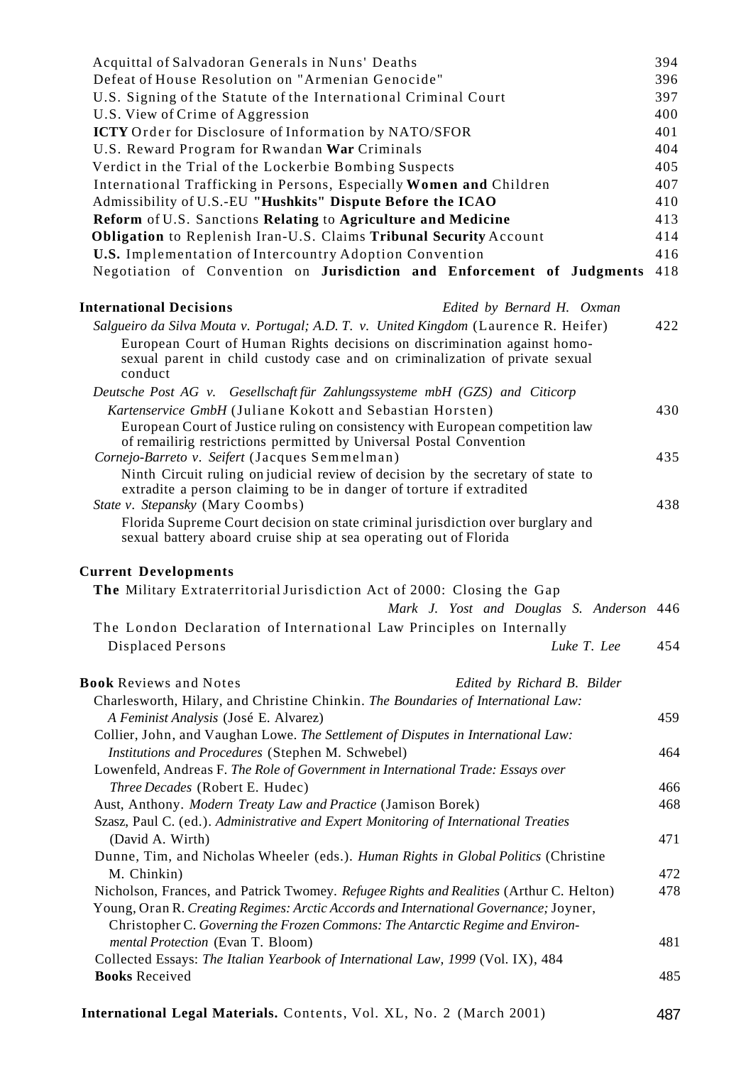Acquittal of Salvadoran Generals in Nuns' Deaths 394
Defeat of House Resolution on "Armenian Genocide" 396
U.S. Signing of the Statute of the International Criminal Court 397
U.S. View of Crime of Aggression 400
**ICTY** Order for Disclosure of Information by NATO/SFOR 401
U.S. Reward Program for Rwandan **War** Criminals 404
Verdict in the Trial of the Lockerbie Bombing Suspects 405
International Trafficking in Persons, Especially **Women and** Children 407
Admissibility of U.S.-EU **"Hushkits" Dispute Before the ICAO** 410
**Reform** of U.S. Sanctions **Relating** to **Agriculture and Medicine** 413
**Obligation** to Replenish Iran-U.S. Claims **Tribunal Security** Account 414
**U.S.** Implementation of Intercountry Adoption Convention 416
Negotiation of Convention on **Jurisdiction and Enforcement of Judgments** 418

## International Decisions

*Edited by Bernard H. Oxman*

*Salgueiro da Silva Mouta v. Portugal; A.D. T. v. United Kingdom* (Laurence R. Heifer) 422
European Court of Human Rights decisions on discrimination against homosexual parent in child custody case and on criminalization of private sexual conduct

*Deutsche Post AG v. Gesellschaft für Zahlungssysteme mbH (GZS) and Citicorp Kartenservice GmbH* (Juliane Kokott and Sebastian Horsten) 430
European Court of Justice ruling on consistency with European competition law of remailirig restrictions permitted by Universal Postal Convention

*Cornejo-Barreto v. Seifert* (Jacques Semmelman) 435
Ninth Circuit ruling on judicial review of decision by the secretary of state to extradite a person claiming to be in danger of torture if extradited

*State v. Stepansky* (Mary Coombs) 438
Florida Supreme Court decision on state criminal jurisdiction over burglary and sexual battery aboard cruise ship at sea operating out of Florida

## Current Developments

**The** Military Extraterritorial Jurisdiction Act of 2000: Closing the Gap
*Mark J. Yost and Douglas S. Anderson* 446

The London Declaration of International Law Principles on Internally Displaced Persons
*Luke T. Lee* 454

## Book Reviews and Notes

*Edited by Richard B. Bilder*

Charlesworth, Hilary, and Christine Chinkin. *The Boundaries of International Law: A Feminist Analysis* (José E. Alvarez) 459
Collier, John, and Vaughan Lowe. *The Settlement of Disputes in International Law: Institutions and Procedures* (Stephen M. Schwebel) 464
Lowenfeld, Andreas F. *The Role of Government in International Trade: Essays over Three Decades* (Robert E. Hudec) 466
Aust, Anthony. *Modern Treaty Law and Practice* (Jamison Borek) 468
Szasz, Paul C. (ed.). *Administrative and Expert Monitoring of International Treaties* (David A. Wirth) 471
Dunne, Tim, and Nicholas Wheeler (eds.). *Human Rights in Global Politics* (Christine M. Chinkin) 472
Nicholson, Frances, and Patrick Twomey. *Refugee Rights and Realities* (Arthur C. Helton) 478
Young, Oran R. *Creating Regimes: Arctic Accords and International Governance;* Joyner, Christopher C. *Governing the Frozen Commons: The Antarctic Regime and Environmental Protection* (Evan T. Bloom) 481
Collected Essays: *The Italian Yearbook of International Law, 1999* (Vol. IX), 484
**Books** Received 485

**International Legal Materials.** Contents, Vol. XL, No. 2 (March 2001) 487